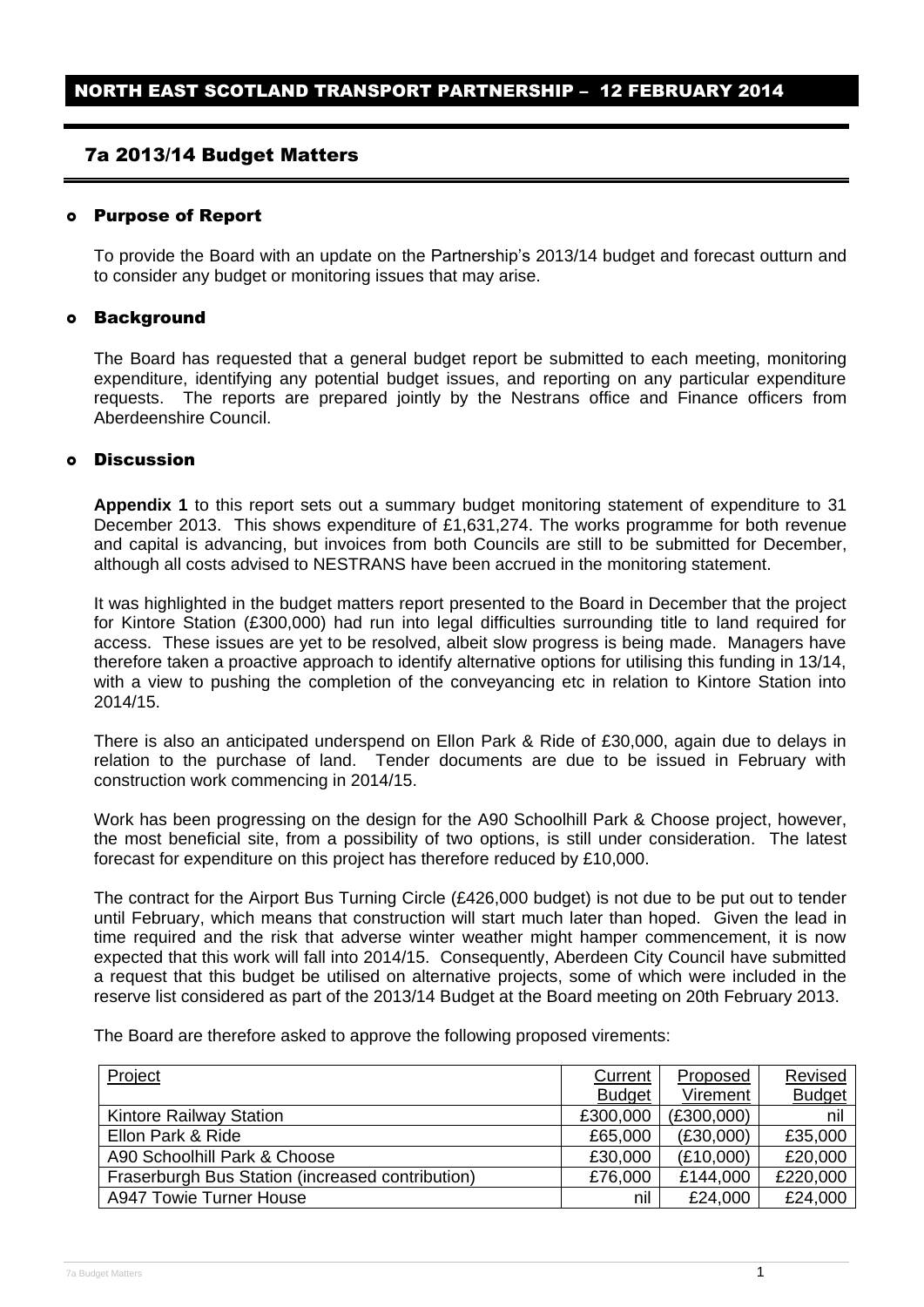# NORTH EAST SCOTLAND TRANSPORT PARTNERSHIP – 12 FEBRUARY 2014

## 7a 2013/14 Budget Matters

### Purpose of Report

To provide the Board with an update on the Partnership's 2013/14 budget and forecast outturn and to consider any budget or monitoring issues that may arise.

### Background

The Board has requested that a general budget report be submitted to each meeting, monitoring expenditure, identifying any potential budget issues, and reporting on any particular expenditure requests. The reports are prepared jointly by the Nestrans office and Finance officers from Aberdeenshire Council.

### Discussion

**Appendix 1** to this report sets out a summary budget monitoring statement of expenditure to 31 December 2013. This shows expenditure of £1,631,274. The works programme for both revenue and capital is advancing, but invoices from both Councils are still to be submitted for December, although all costs advised to NESTRANS have been accrued in the monitoring statement.

It was highlighted in the budget matters report presented to the Board in December that the project for Kintore Station (£300,000) had run into legal difficulties surrounding title to land required for access. These issues are yet to be resolved, albeit slow progress is being made. Managers have therefore taken a proactive approach to identify alternative options for utilising this funding in 13/14, with a view to pushing the completion of the conveyancing etc in relation to Kintore Station into 2014/15.

There is also an anticipated underspend on Ellon Park & Ride of £30,000, again due to delays in relation to the purchase of land. Tender documents are due to be issued in February with construction work commencing in 2014/15.

Work has been progressing on the design for the A90 Schoolhill Park & Choose project, however, the most beneficial site, from a possibility of two options, is still under consideration. The latest forecast for expenditure on this project has therefore reduced by £10,000.

The contract for the Airport Bus Turning Circle (£426,000 budget) is not due to be put out to tender until February, which means that construction will start much later than hoped. Given the lead in time required and the risk that adverse winter weather might hamper commencement, it is now expected that this work will fall into 2014/15. Consequently, Aberdeen City Council have submitted a request that this budget be utilised on alternative projects, some of which were included in the reserve list considered as part of the 2013/14 Budget at the Board meeting on 20th February 2013.

The Board are therefore asked to approve the following proposed virements:

| Project | Current Budget | Proposed Virement | Revised Budget |
|---|---|---|---|
| Kintore Railway Station | £300,000 | (£300,000) | nil |
| Ellon Park & Ride | £65,000 | (£30,000) | £35,000 |
| A90 Schoolhill Park & Choose | £30,000 | (£10,000) | £20,000 |
| Fraserburgh Bus Station (increased contribution) | £76,000 | £144,000 | £220,000 |
| A947 Towie Turner House | nil | £24,000 | £24,000 |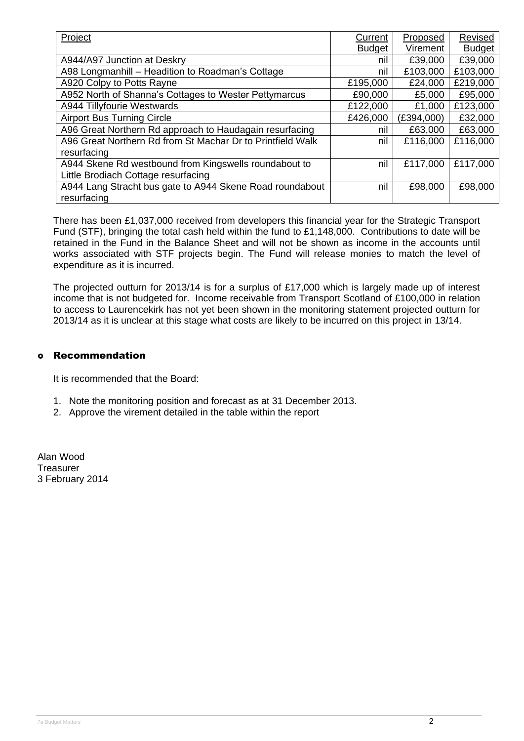| Project | Current Budget | Proposed Virement | Revised Budget |
|---|---|---|---|
| A944/A97 Junction at Deskry | nil | £39,000 | £39,000 |
| A98 Longmanhill – Headition to Roadman's Cottage | nil | £103,000 | £103,000 |
| A920 Colpy to Potts Rayne | £195,000 | £24,000 | £219,000 |
| A952 North of Shanna's Cottages to Wester Pettymarcus | £90,000 | £5,000 | £95,000 |
| A944 Tillyfourie Westwards | £122,000 | £1,000 | £123,000 |
| Airport Bus Turning Circle | £426,000 | (£394,000) | £32,000 |
| A96 Great Northern Rd approach to Haudagain resurfacing | nil | £63,000 | £63,000 |
| A96 Great Northern Rd from St Machar Dr to Printfield Walk resurfacing | nil | £116,000 | £116,000 |
| A944 Skene Rd westbound from Kingswells roundabout to Little Brodiach Cottage resurfacing | nil | £117,000 | £117,000 |
| A944 Lang Stracht bus gate to A944 Skene Road roundabout resurfacing | nil | £98,000 | £98,000 |

There has been £1,037,000 received from developers this financial year for the Strategic Transport Fund (STF), bringing the total cash held within the fund to £1,148,000. Contributions to date will be retained in the Fund in the Balance Sheet and will not be shown as income in the accounts until works associated with STF projects begin. The Fund will release monies to match the level of expenditure as it is incurred.

The projected outturn for 2013/14 is for a surplus of £17,000 which is largely made up of interest income that is not budgeted for. Income receivable from Transport Scotland of £100,000 in relation to access to Laurencekirk has not yet been shown in the monitoring statement projected outturn for 2013/14 as it is unclear at this stage what costs are likely to be incurred on this project in 13/14.

## Recommendation

It is recommended that the Board:

1. Note the monitoring position and forecast as at 31 December 2013.
2. Approve the virement detailed in the table within the report

Alan Wood
Treasurer
3 February 2014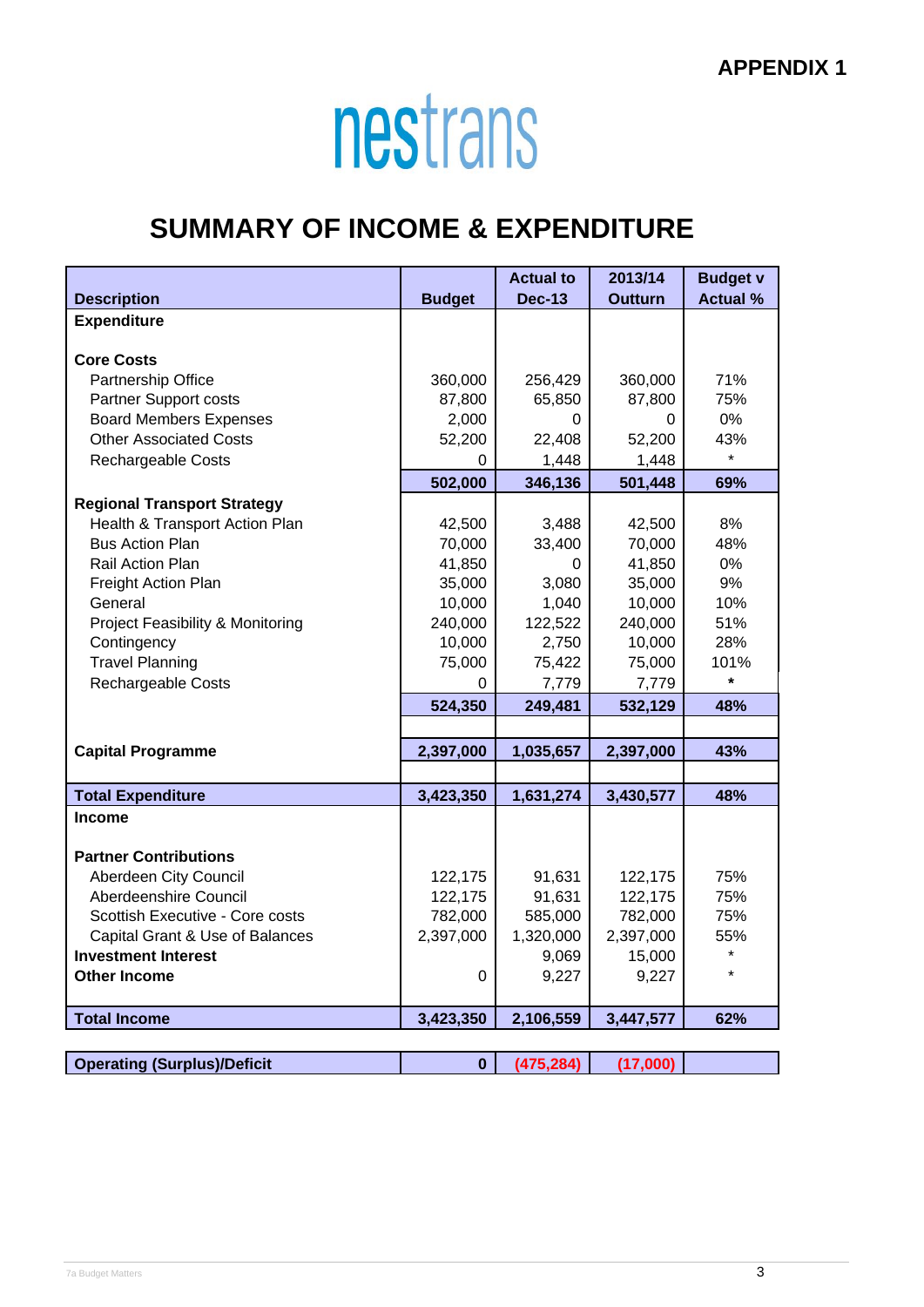APPENDIX 1

nestrans

# SUMMARY OF INCOME & EXPENDITURE

| Description | Budget | Actual to Dec-13 | 2013/14 Outturn | Budget v Actual % |
|---|---|---|---|---|
| **Expenditure** | | | | |
| **Core Costs** | | | | |
| Partnership Office | 360,000 | 256,429 | 360,000 | 71% |
| Partner Support costs | 87,800 | 65,850 | 87,800 | 75% |
| Board Members Expenses | 2,000 | 0 | 0 | 0% |
| Other Associated Costs | 52,200 | 22,408 | 52,200 | 43% |
| Rechargeable Costs | 0 | 1,448 | 1,448 | * |
| | **502,000** | **346,136** | **501,448** | **69%** |
| **Regional Transport Strategy** | | | | |
| Health & Transport Action Plan | 42,500 | 3,488 | 42,500 | 8% |
| Bus Action Plan | 70,000 | 33,400 | 70,000 | 48% |
| Rail Action Plan | 41,850 | 0 | 41,850 | 0% |
| Freight Action Plan | 35,000 | 3,080 | 35,000 | 9% |
| General | 10,000 | 1,040 | 10,000 | 10% |
| Project Feasibility & Monitoring | 240,000 | 122,522 | 240,000 | 51% |
| Contingency | 10,000 | 2,750 | 10,000 | 28% |
| Travel Planning | 75,000 | 75,422 | 75,000 | 101% |
| Rechargeable Costs | 0 | 7,779 | 7,779 | * |
| | **524,350** | **249,481** | **532,129** | **48%** |
| **Capital Programme** | **2,397,000** | **1,035,657** | **2,397,000** | **43%** |
| **Total Expenditure** | **3,423,350** | **1,631,274** | **3,430,577** | **48%** |
| **Income** | | | | |
| **Partner Contributions** | | | | |
| Aberdeen City Council | 122,175 | 91,631 | 122,175 | 75% |
| Aberdeenshire Council | 122,175 | 91,631 | 122,175 | 75% |
| Scottish Executive - Core costs | 782,000 | 585,000 | 782,000 | 75% |
| Capital Grant & Use of Balances | 2,397,000 | 1,320,000 | 2,397,000 | 55% |
| **Investment Interest** | | 9,069 | 15,000 | * |
| **Other Income** | 0 | 9,227 | 9,227 | * |
| **Total Income** | **3,423,350** | **2,106,559** | **3,447,577** | **62%** |
| **Operating (Surplus)/Deficit** | **0** | **(475,284)** | **(17,000)** | |